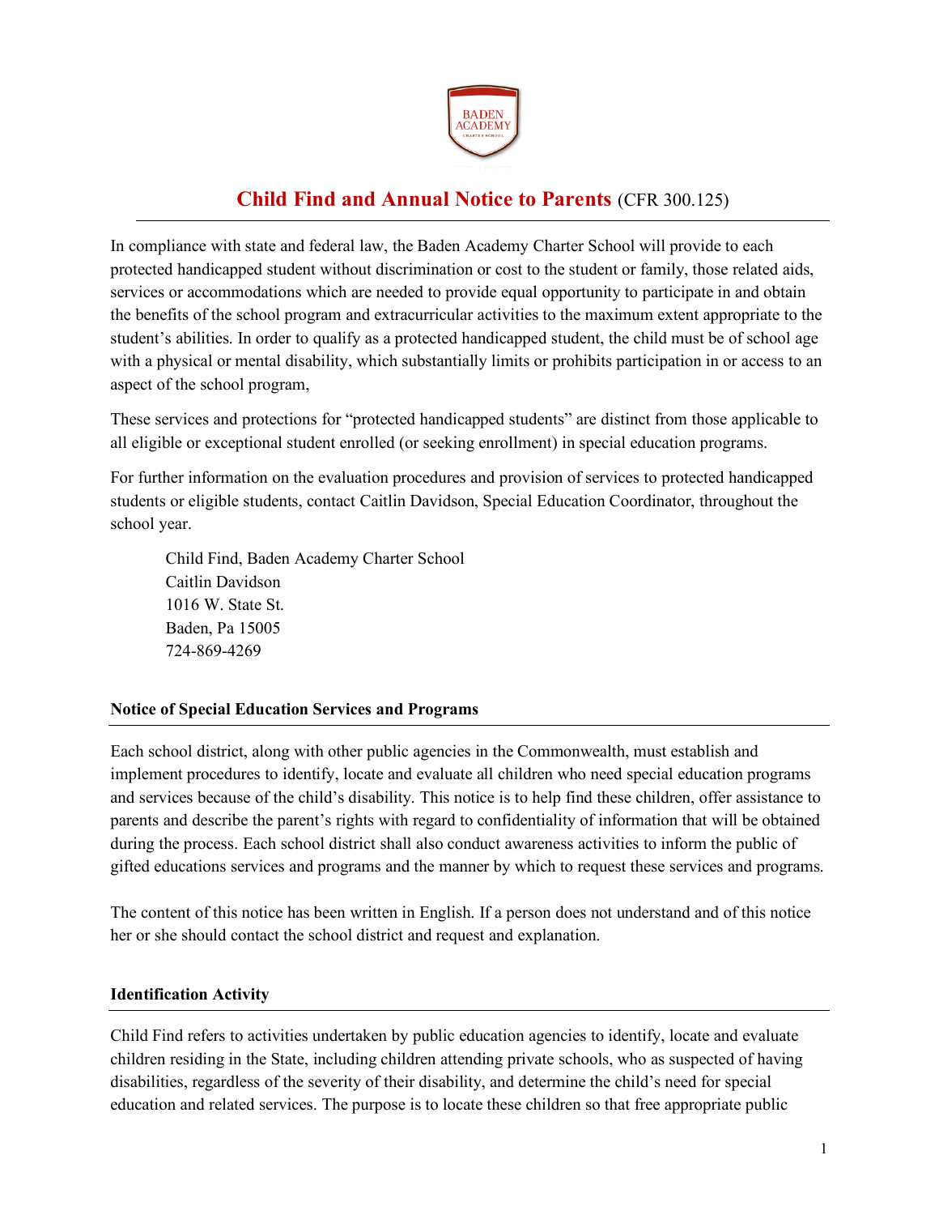# Child Find and Annual Notice to Parents (CFR 300.125)

In compliance with state and federal law, the Baden Academy Charter School will provide to each protected handicapped student without discrimination or cost to the student or family, those related aids, services or accommodations which are needed to provide equal opportunity to participate in and obtain the benefits of the school program and extracurricular activities to the maximum extent appropriate to the student's abilities. In order to qualify as a protected handicapped student, the child must be of school age with a physical or mental disability, which substantially limits or prohibits participation in or access to an aspect of the school program,

These services and protections for "protected handicapped students" are distinct from those applicable to all eligible or exceptional student enrolled (or seeking enrollment) in special education programs.

For further information on the evaluation procedures and provision of services to protected handicapped students or eligible students, contact Caitlin Davidson, Special Education Coordinator, throughout the school year.

> Child Find, Baden Academy Charter School
> Caitlin Davidson
> 1016 W. State St.
> Baden, Pa 15005
> 724-869-4269

## Notice of Special Education Services and Programs

Each school district, along with other public agencies in the Commonwealth, must establish and implement procedures to identify, locate and evaluate all children who need special education programs and services because of the child's disability. This notice is to help find these children, offer assistance to parents and describe the parent's rights with regard to confidentiality of information that will be obtained during the process. Each school district shall also conduct awareness activities to inform the public of gifted educations services and programs and the manner by which to request these services and programs.

The content of this notice has been written in English. If a person does not understand and of this notice her or she should contact the school district and request and explanation.

## Identification Activity

Child Find refers to activities undertaken by public education agencies to identify, locate and evaluate children residing in the State, including children attending private schools, who as suspected of having disabilities, regardless of the severity of their disability, and determine the child's need for special education and related services. The purpose is to locate these children so that free appropriate public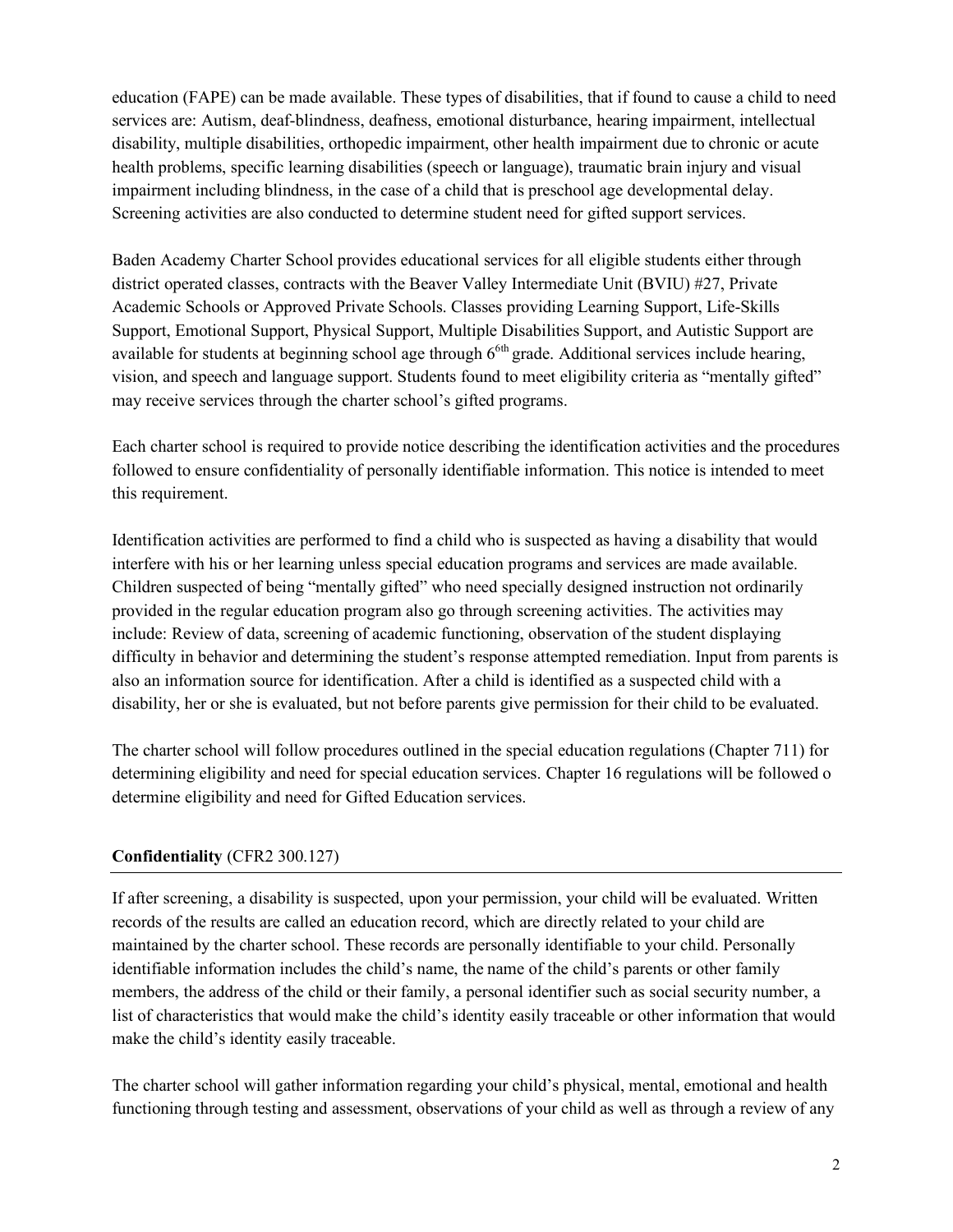education (FAPE) can be made available. These types of disabilities, that if found to cause a child to need services are: Autism, deaf-blindness, deafness, emotional disturbance, hearing impairment, intellectual disability, multiple disabilities, orthopedic impairment, other health impairment due to chronic or acute health problems, specific learning disabilities (speech or language), traumatic brain injury and visual impairment including blindness, in the case of a child that is preschool age developmental delay. Screening activities are also conducted to determine student need for gifted support services.

Baden Academy Charter School provides educational services for all eligible students either through district operated classes, contracts with the Beaver Valley Intermediate Unit (BVIU) #27, Private Academic Schools or Approved Private Schools. Classes providing Learning Support, Life-Skills Support, Emotional Support, Physical Support, Multiple Disabilities Support, and Autistic Support are available for students at beginning school age through 6[6th] grade. Additional services include hearing, vision, and speech and language support. Students found to meet eligibility criteria as "mentally gifted" may receive services through the charter school's gifted programs.

Each charter school is required to provide notice describing the identification activities and the procedures followed to ensure confidentiality of personally identifiable information. This notice is intended to meet this requirement.

Identification activities are performed to find a child who is suspected as having a disability that would interfere with his or her learning unless special education programs and services are made available. Children suspected of being "mentally gifted" who need specially designed instruction not ordinarily provided in the regular education program also go through screening activities. The activities may include: Review of data, screening of academic functioning, observation of the student displaying difficulty in behavior and determining the student's response attempted remediation. Input from parents is also an information source for identification. After a child is identified as a suspected child with a disability, her or she is evaluated, but not before parents give permission for their child to be evaluated.

The charter school will follow procedures outlined in the special education regulations (Chapter 711) for determining eligibility and need for special education services. Chapter 16 regulations will be followed o determine eligibility and need for Gifted Education services.

## **Confidentiality** (CFR2 300.127)

If after screening, a disability is suspected, upon your permission, your child will be evaluated. Written records of the results are called an education record, which are directly related to your child are maintained by the charter school. These records are personally identifiable to your child. Personally identifiable information includes the child's name, the name of the child's parents or other family members, the address of the child or their family, a personal identifier such as social security number, a list of characteristics that would make the child's identity easily traceable or other information that would make the child's identity easily traceable.

The charter school will gather information regarding your child's physical, mental, emotional and health functioning through testing and assessment, observations of your child as well as through a review of any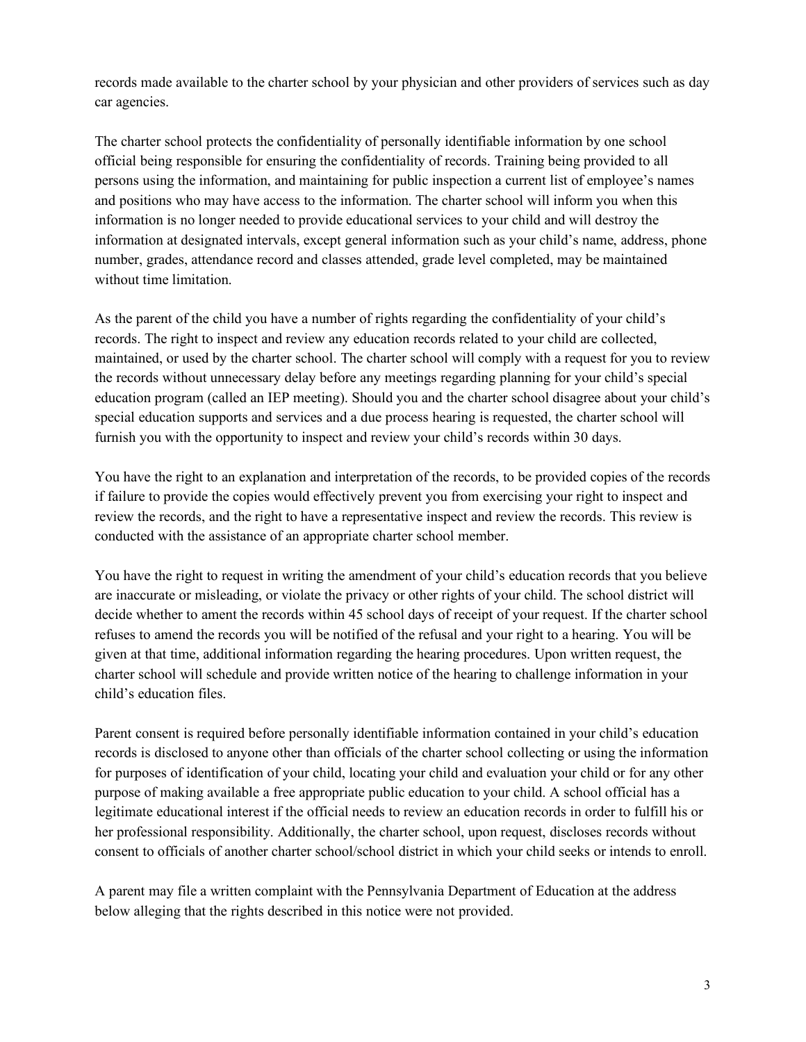records made available to the charter school by your physician and other providers of services such as day car agencies.

The charter school protects the confidentiality of personally identifiable information by one school official being responsible for ensuring the confidentiality of records. Training being provided to all persons using the information, and maintaining for public inspection a current list of employee's names and positions who may have access to the information. The charter school will inform you when this information is no longer needed to provide educational services to your child and will destroy the information at designated intervals, except general information such as your child's name, address, phone number, grades, attendance record and classes attended, grade level completed, may be maintained without time limitation.

As the parent of the child you have a number of rights regarding the confidentiality of your child's records. The right to inspect and review any education records related to your child are collected, maintained, or used by the charter school. The charter school will comply with a request for you to review the records without unnecessary delay before any meetings regarding planning for your child's special education program (called an IEP meeting). Should you and the charter school disagree about your child's special education supports and services and a due process hearing is requested, the charter school will furnish you with the opportunity to inspect and review your child's records within 30 days.

You have the right to an explanation and interpretation of the records, to be provided copies of the records if failure to provide the copies would effectively prevent you from exercising your right to inspect and review the records, and the right to have a representative inspect and review the records. This review is conducted with the assistance of an appropriate charter school member.

You have the right to request in writing the amendment of your child's education records that you believe are inaccurate or misleading, or violate the privacy or other rights of your child. The school district will decide whether to ament the records within 45 school days of receipt of your request. If the charter school refuses to amend the records you will be notified of the refusal and your right to a hearing. You will be given at that time, additional information regarding the hearing procedures. Upon written request, the charter school will schedule and provide written notice of the hearing to challenge information in your child's education files.

Parent consent is required before personally identifiable information contained in your child's education records is disclosed to anyone other than officials of the charter school collecting or using the information for purposes of identification of your child, locating your child and evaluation your child or for any other purpose of making available a free appropriate public education to your child. A school official has a legitimate educational interest if the official needs to review an education records in order to fulfill his or her professional responsibility. Additionally, the charter school, upon request, discloses records without consent to officials of another charter school/school district in which your child seeks or intends to enroll.

A parent may file a written complaint with the Pennsylvania Department of Education at the address below alleging that the rights described in this notice were not provided.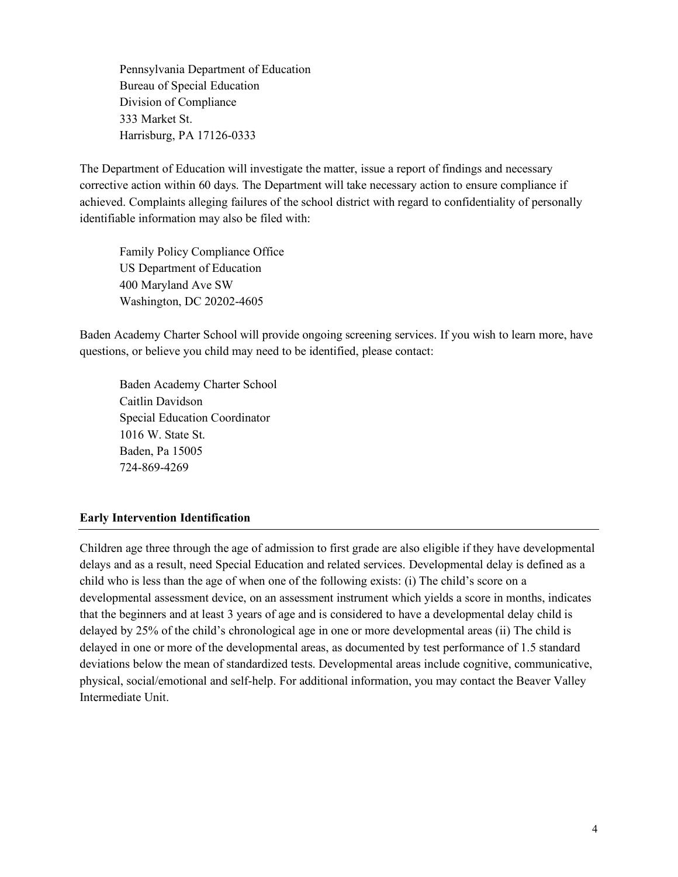Pennsylvania Department of Education  
Bureau of Special Education  
Division of Compliance  
333 Market St.  
Harrisburg, PA 17126-0333

The Department of Education will investigate the matter, issue a report of findings and necessary corrective action within 60 days. The Department will take necessary action to ensure compliance if achieved. Complaints alleging failures of the school district with regard to confidentiality of personally identifiable information may also be filed with:

Family Policy Compliance Office  
US Department of Education  
400 Maryland Ave SW  
Washington, DC 20202-4605

Baden Academy Charter School will provide ongoing screening services. If you wish to learn more, have questions, or believe you child may need to be identified, please contact:

Baden Academy Charter School  
Caitlin Davidson  
Special Education Coordinator  
1016 W. State St.  
Baden, Pa 15005  
724-869-4269

## Early Intervention Identification

Children age three through the age of admission to first grade are also eligible if they have developmental delays and as a result, need Special Education and related services. Developmental delay is defined as a child who is less than the age of when one of the following exists: (i) The child's score on a developmental assessment device, on an assessment instrument which yields a score in months, indicates that the beginners and at least 3 years of age and is considered to have a developmental delay child is delayed by 25% of the child's chronological age in one or more developmental areas (ii) The child is delayed in one or more of the developmental areas, as documented by test performance of 1.5 standard deviations below the mean of standardized tests. Developmental areas include cognitive, communicative, physical, social/emotional and self-help. For additional information, you may contact the Beaver Valley Intermediate Unit.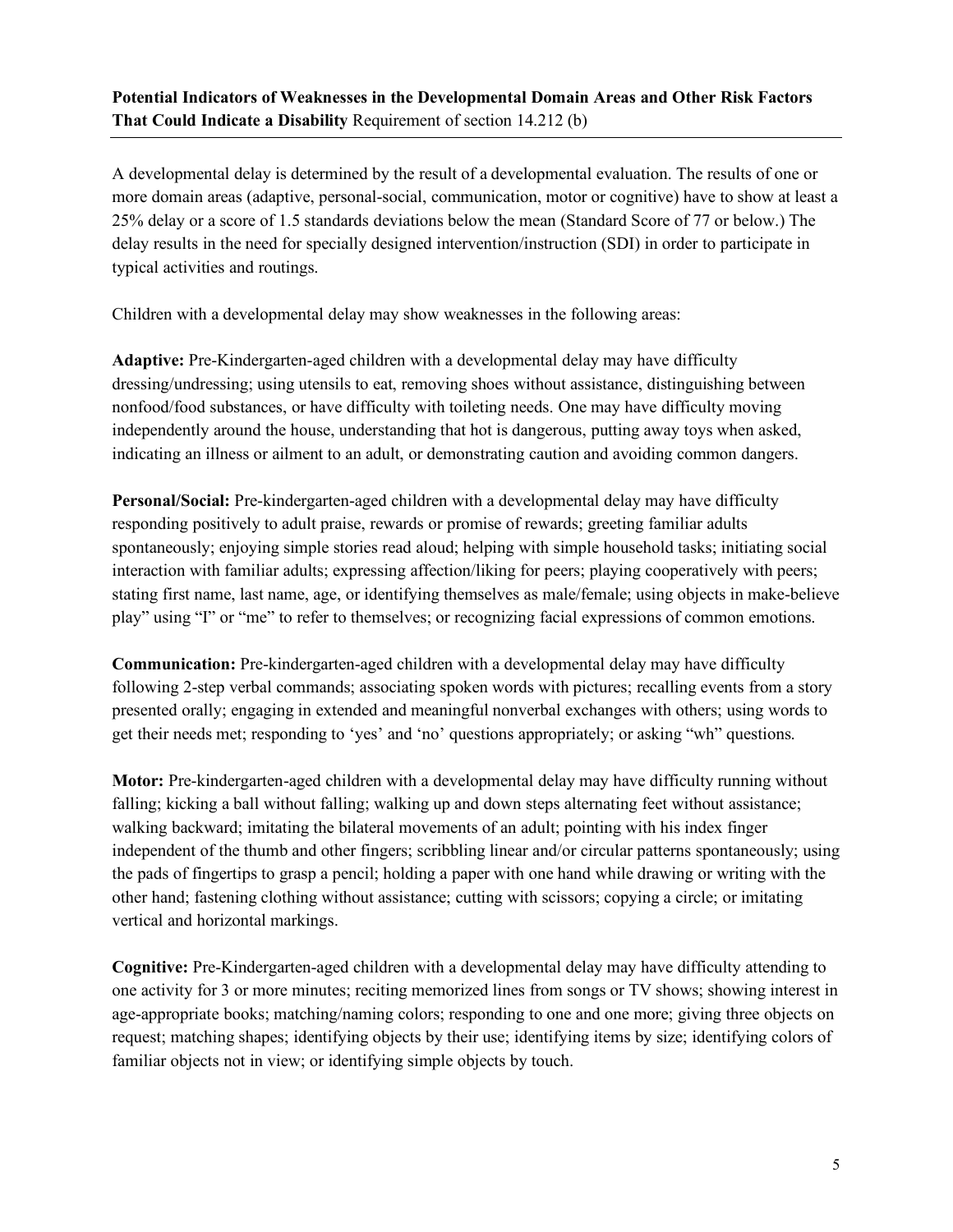**Potential Indicators of Weaknesses in the Developmental Domain Areas and Other Risk Factors That Could Indicate a Disability** Requirement of section 14.212 (b)

---

A developmental delay is determined by the result of a developmental evaluation. The results of one or more domain areas (adaptive, personal-social, communication, motor or cognitive) have to show at least a 25% delay or a score of 1.5 standards deviations below the mean (Standard Score of 77 or below.) The delay results in the need for specially designed intervention/instruction (SDI) in order to participate in typical activities and routings.

Children with a developmental delay may show weaknesses in the following areas:

**Adaptive:** Pre-Kindergarten-aged children with a developmental delay may have difficulty dressing/undressing; using utensils to eat, removing shoes without assistance, distinguishing between nonfood/food substances, or have difficulty with toileting needs. One may have difficulty moving independently around the house, understanding that hot is dangerous, putting away toys when asked, indicating an illness or ailment to an adult, or demonstrating caution and avoiding common dangers.

**Personal/Social:** Pre-kindergarten-aged children with a developmental delay may have difficulty responding positively to adult praise, rewards or promise of rewards; greeting familiar adults spontaneously; enjoying simple stories read aloud; helping with simple household tasks; initiating social interaction with familiar adults; expressing affection/liking for peers; playing cooperatively with peers; stating first name, last name, age, or identifying themselves as male/female; using objects in make-believe play" using "I" or "me" to refer to themselves; or recognizing facial expressions of common emotions.

**Communication:** Pre-kindergarten-aged children with a developmental delay may have difficulty following 2-step verbal commands; associating spoken words with pictures; recalling events from a story presented orally; engaging in extended and meaningful nonverbal exchanges with others; using words to get their needs met; responding to 'yes' and 'no' questions appropriately; or asking "wh" questions.

**Motor:** Pre-kindergarten-aged children with a developmental delay may have difficulty running without falling; kicking a ball without falling; walking up and down steps alternating feet without assistance; walking backward; imitating the bilateral movements of an adult; pointing with his index finger independent of the thumb and other fingers; scribbling linear and/or circular patterns spontaneously; using the pads of fingertips to grasp a pencil; holding a paper with one hand while drawing or writing with the other hand; fastening clothing without assistance; cutting with scissors; copying a circle; or imitating vertical and horizontal markings.

**Cognitive:** Pre-Kindergarten-aged children with a developmental delay may have difficulty attending to one activity for 3 or more minutes; reciting memorized lines from songs or TV shows; showing interest in age-appropriate books; matching/naming colors; responding to one and one more; giving three objects on request; matching shapes; identifying objects by their use; identifying items by size; identifying colors of familiar objects not in view; or identifying simple objects by touch.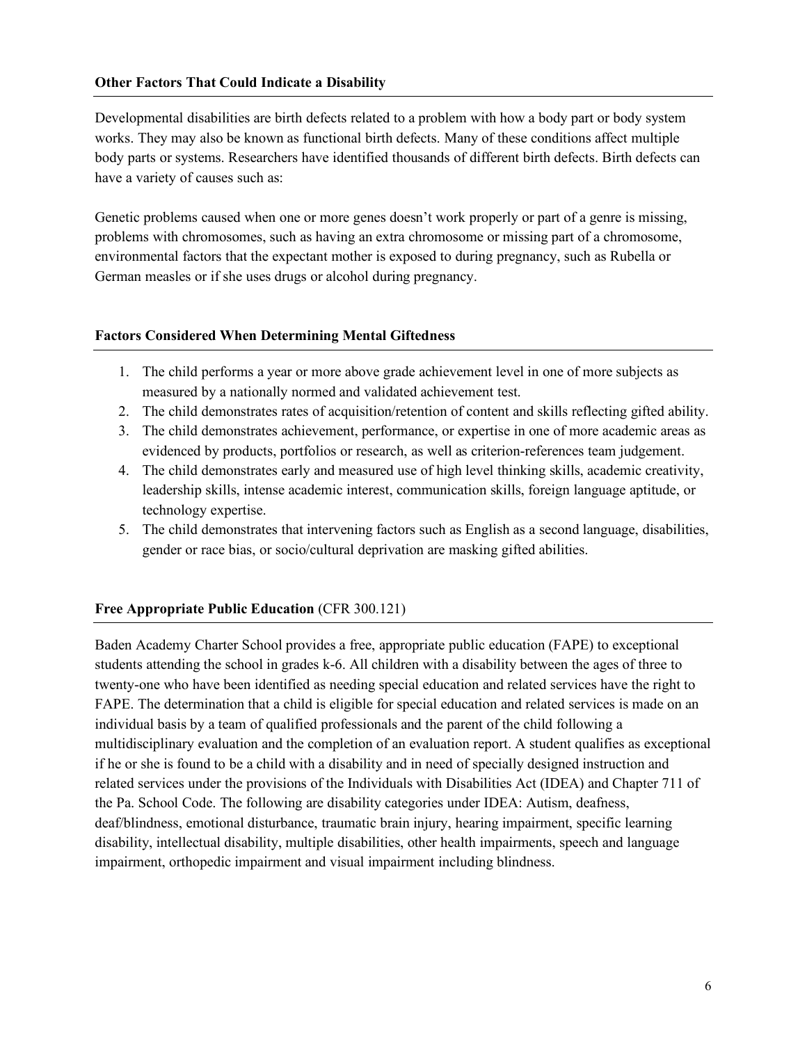**Other Factors That Could Indicate a Disability**

Developmental disabilities are birth defects related to a problem with how a body part or body system works. They may also be known as functional birth defects. Many of these conditions affect multiple body parts or systems. Researchers have identified thousands of different birth defects. Birth defects can have a variety of causes such as:

Genetic problems caused when one or more genes doesn't work properly or part of a genre is missing, problems with chromosomes, such as having an extra chromosome or missing part of a chromosome, environmental factors that the expectant mother is exposed to during pregnancy, such as Rubella or German measles or if she uses drugs or alcohol during pregnancy.

**Factors Considered When Determining Mental Giftedness**

1. The child performs a year or more above grade achievement level in one of more subjects as measured by a nationally normed and validated achievement test.
2. The child demonstrates rates of acquisition/retention of content and skills reflecting gifted ability.
3. The child demonstrates achievement, performance, or expertise in one of more academic areas as evidenced by products, portfolios or research, as well as criterion-references team judgement.
4. The child demonstrates early and measured use of high level thinking skills, academic creativity, leadership skills, intense academic interest, communication skills, foreign language aptitude, or technology expertise.
5. The child demonstrates that intervening factors such as English as a second language, disabilities, gender or race bias, or socio/cultural deprivation are masking gifted abilities.

**Free Appropriate Public Education** (CFR 300.121)

Baden Academy Charter School provides a free, appropriate public education (FAPE) to exceptional students attending the school in grades k-6. All children with a disability between the ages of three to twenty-one who have been identified as needing special education and related services have the right to FAPE. The determination that a child is eligible for special education and related services is made on an individual basis by a team of qualified professionals and the parent of the child following a multidisciplinary evaluation and the completion of an evaluation report. A student qualifies as exceptional if he or she is found to be a child with a disability and in need of specially designed instruction and related services under the provisions of the Individuals with Disabilities Act (IDEA) and Chapter 711 of the Pa. School Code. The following are disability categories under IDEA: Autism, deafness, deaf/blindness, emotional disturbance, traumatic brain injury, hearing impairment, specific learning disability, intellectual disability, multiple disabilities, other health impairments, speech and language impairment, orthopedic impairment and visual impairment including blindness.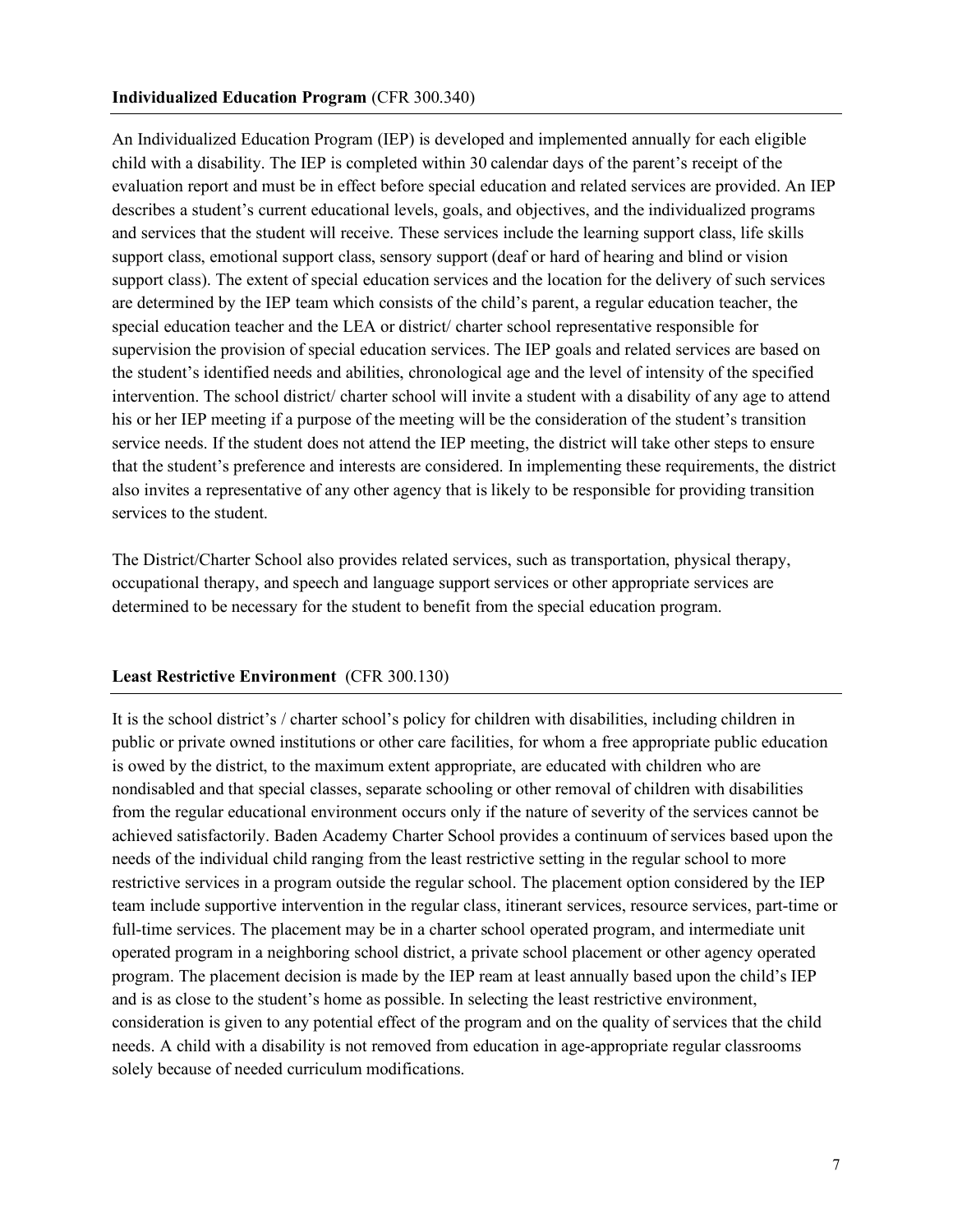## **Individualized Education Program** (CFR 300.340)

An Individualized Education Program (IEP) is developed and implemented annually for each eligible child with a disability. The IEP is completed within 30 calendar days of the parent's receipt of the evaluation report and must be in effect before special education and related services are provided. An IEP describes a student's current educational levels, goals, and objectives, and the individualized programs and services that the student will receive. These services include the learning support class, life skills support class, emotional support class, sensory support (deaf or hard of hearing and blind or vision support class). The extent of special education services and the location for the delivery of such services are determined by the IEP team which consists of the child's parent, a regular education teacher, the special education teacher and the LEA or district/ charter school representative responsible for supervision the provision of special education services. The IEP goals and related services are based on the student's identified needs and abilities, chronological age and the level of intensity of the specified intervention. The school district/ charter school will invite a student with a disability of any age to attend his or her IEP meeting if a purpose of the meeting will be the consideration of the student's transition service needs. If the student does not attend the IEP meeting, the district will take other steps to ensure that the student's preference and interests are considered. In implementing these requirements, the district also invites a representative of any other agency that is likely to be responsible for providing transition services to the student.

The District/Charter School also provides related services, such as transportation, physical therapy, occupational therapy, and speech and language support services or other appropriate services are determined to be necessary for the student to benefit from the special education program.

## **Least Restrictive Environment** (CFR 300.130)

It is the school district's / charter school's policy for children with disabilities, including children in public or private owned institutions or other care facilities, for whom a free appropriate public education is owed by the district, to the maximum extent appropriate, are educated with children who are nondisabled and that special classes, separate schooling or other removal of children with disabilities from the regular educational environment occurs only if the nature of severity of the services cannot be achieved satisfactorily. Baden Academy Charter School provides a continuum of services based upon the needs of the individual child ranging from the least restrictive setting in the regular school to more restrictive services in a program outside the regular school. The placement option considered by the IEP team include supportive intervention in the regular class, itinerant services, resource services, part-time or full-time services. The placement may be in a charter school operated program, and intermediate unit operated program in a neighboring school district, a private school placement or other agency operated program. The placement decision is made by the IEP ream at least annually based upon the child's IEP and is as close to the student's home as possible. In selecting the least restrictive environment, consideration is given to any potential effect of the program and on the quality of services that the child needs. A child with a disability is not removed from education in age-appropriate regular classrooms solely because of needed curriculum modifications.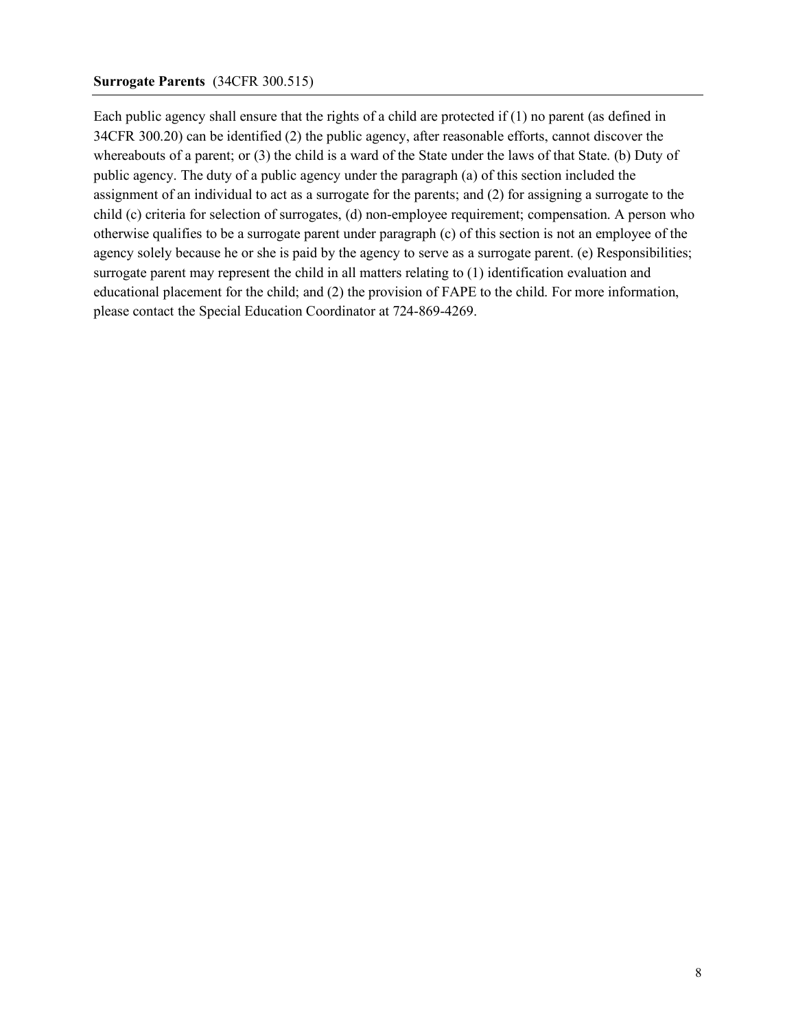**Surrogate Parents** (34CFR 300.515)

Each public agency shall ensure that the rights of a child are protected if (1) no parent (as defined in 34CFR 300.20) can be identified (2) the public agency, after reasonable efforts, cannot discover the whereabouts of a parent; or (3) the child is a ward of the State under the laws of that State. (b) Duty of public agency. The duty of a public agency under the paragraph (a) of this section included the assignment of an individual to act as a surrogate for the parents; and (2) for assigning a surrogate to the child (c) criteria for selection of surrogates, (d) non-employee requirement; compensation. A person who otherwise qualifies to be a surrogate parent under paragraph (c) of this section is not an employee of the agency solely because he or she is paid by the agency to serve as a surrogate parent. (e) Responsibilities; surrogate parent may represent the child in all matters relating to (1) identification evaluation and educational placement for the child; and (2) the provision of FAPE to the child. For more information, please contact the Special Education Coordinator at 724-869-4269.